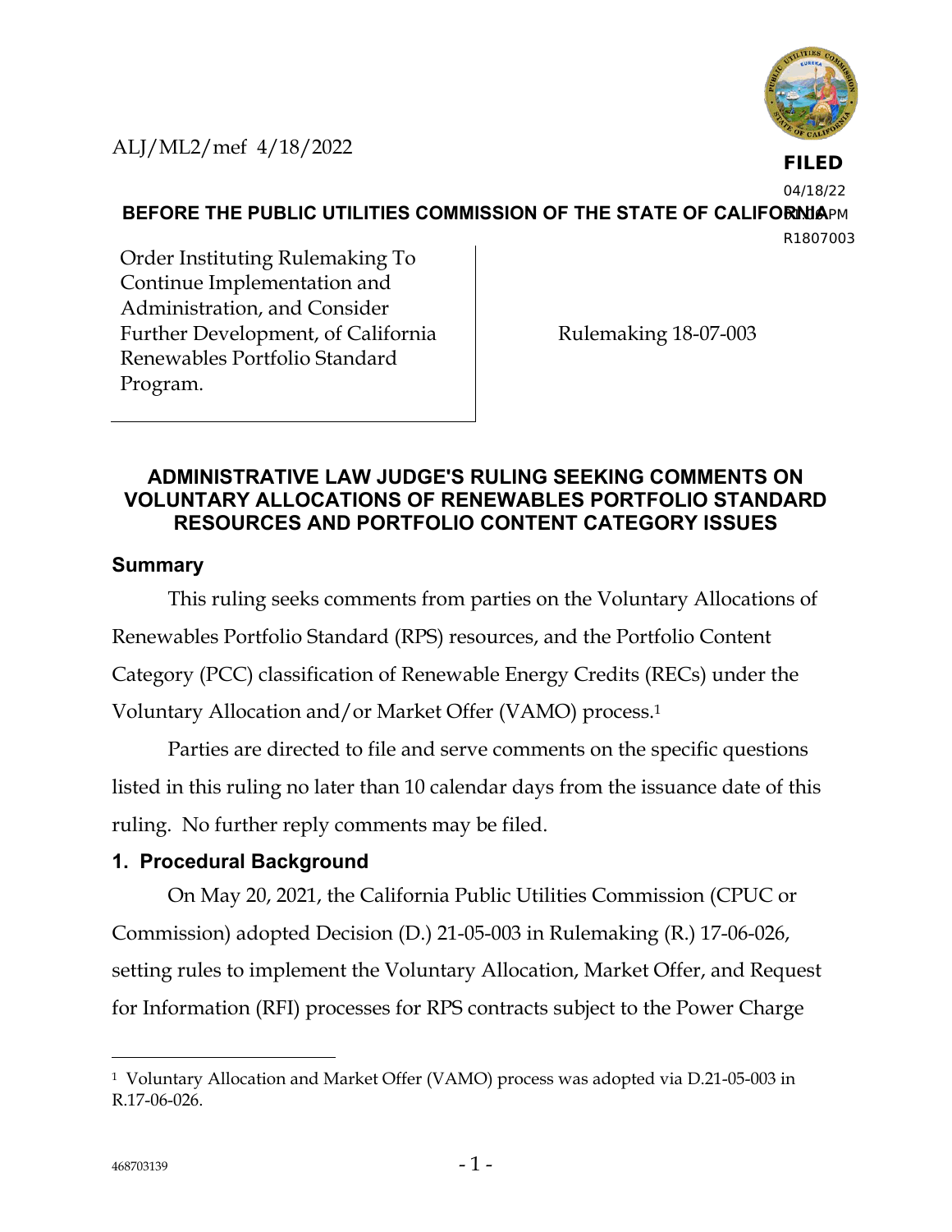ALJ/ML2/mef 4/18/2022

**FILED**
04/18/22
01:18 PM
R1807003

**BEFORE THE PUBLIC UTILITIES COMMISSION OF THE STATE OF CALIFORNIA**

| | |
|---|---|
| Order Instituting Rulemaking To Continue Implementation and Administration, and Consider Further Development, of California Renewables Portfolio Standard Program. | Rulemaking 18-07-003 |

## ADMINISTRATIVE LAW JUDGE'S RULING SEEKING COMMENTS ON VOLUNTARY ALLOCATIONS OF RENEWABLES PORTFOLIO STANDARD RESOURCES AND PORTFOLIO CONTENT CATEGORY ISSUES

### Summary

This ruling seeks comments from parties on the Voluntary Allocations of Renewables Portfolio Standard (RPS) resources, and the Portfolio Content Category (PCC) classification of Renewable Energy Credits (RECs) under the Voluntary Allocation and/or Market Offer (VAMO) process.[1]

Parties are directed to file and serve comments on the specific questions listed in this ruling no later than 10 calendar days from the issuance date of this ruling. No further reply comments may be filed.

### 1. Procedural Background

On May 20, 2021, the California Public Utilities Commission (CPUC or Commission) adopted Decision (D.) 21-05-003 in Rulemaking (R.) 17-06-026, setting rules to implement the Voluntary Allocation, Market Offer, and Request for Information (RFI) processes for RPS contracts subject to the Power Charge

[1] Voluntary Allocation and Market Offer (VAMO) process was adopted via D.21-05-003 in R.17-06-026.

468703139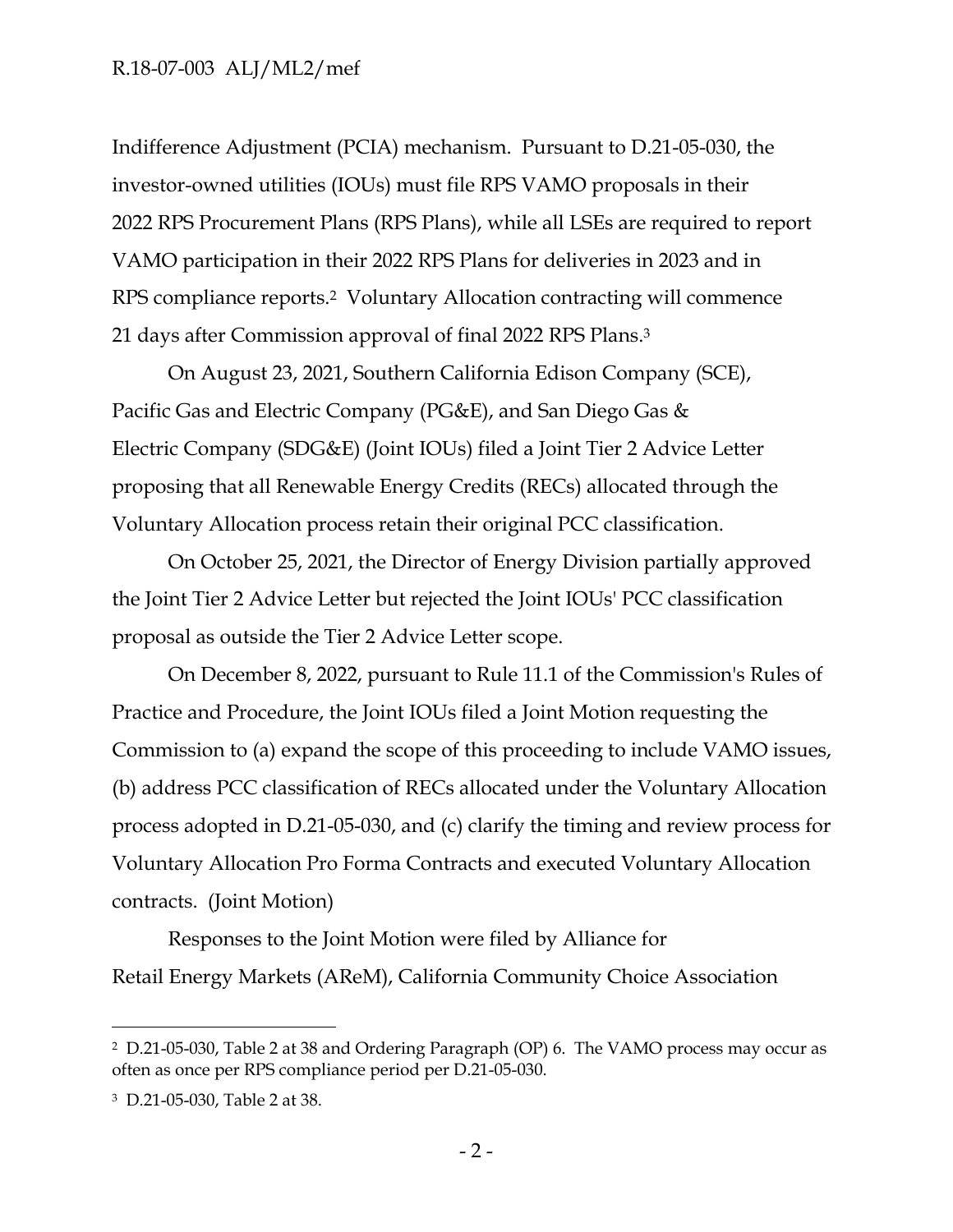Indifference Adjustment (PCIA) mechanism. Pursuant to D.21-05-030, the investor-owned utilities (IOUs) must file RPS VAMO proposals in their 2022 RPS Procurement Plans (RPS Plans), while all LSEs are required to report VAMO participation in their 2022 RPS Plans for deliveries in 2023 and in RPS compliance reports.[2] Voluntary Allocation contracting will commence 21 days after Commission approval of final 2022 RPS Plans.[3]

On August 23, 2021, Southern California Edison Company (SCE), Pacific Gas and Electric Company (PG&E), and San Diego Gas & Electric Company (SDG&E) (Joint IOUs) filed a Joint Tier 2 Advice Letter proposing that all Renewable Energy Credits (RECs) allocated through the Voluntary Allocation process retain their original PCC classification.

On October 25, 2021, the Director of Energy Division partially approved the Joint Tier 2 Advice Letter but rejected the Joint IOUs' PCC classification proposal as outside the Tier 2 Advice Letter scope.

On December 8, 2022, pursuant to Rule 11.1 of the Commission's Rules of Practice and Procedure, the Joint IOUs filed a Joint Motion requesting the Commission to (a) expand the scope of this proceeding to include VAMO issues, (b) address PCC classification of RECs allocated under the Voluntary Allocation process adopted in D.21-05-030, and (c) clarify the timing and review process for Voluntary Allocation Pro Forma Contracts and executed Voluntary Allocation contracts. (Joint Motion)

Responses to the Joint Motion were filed by Alliance for Retail Energy Markets (AReM), California Community Choice Association

---

[2] D.21-05-030, Table 2 at 38 and Ordering Paragraph (OP) 6. The VAMO process may occur as often as once per RPS compliance period per D.21-05-030.

[3] D.21-05-030, Table 2 at 38.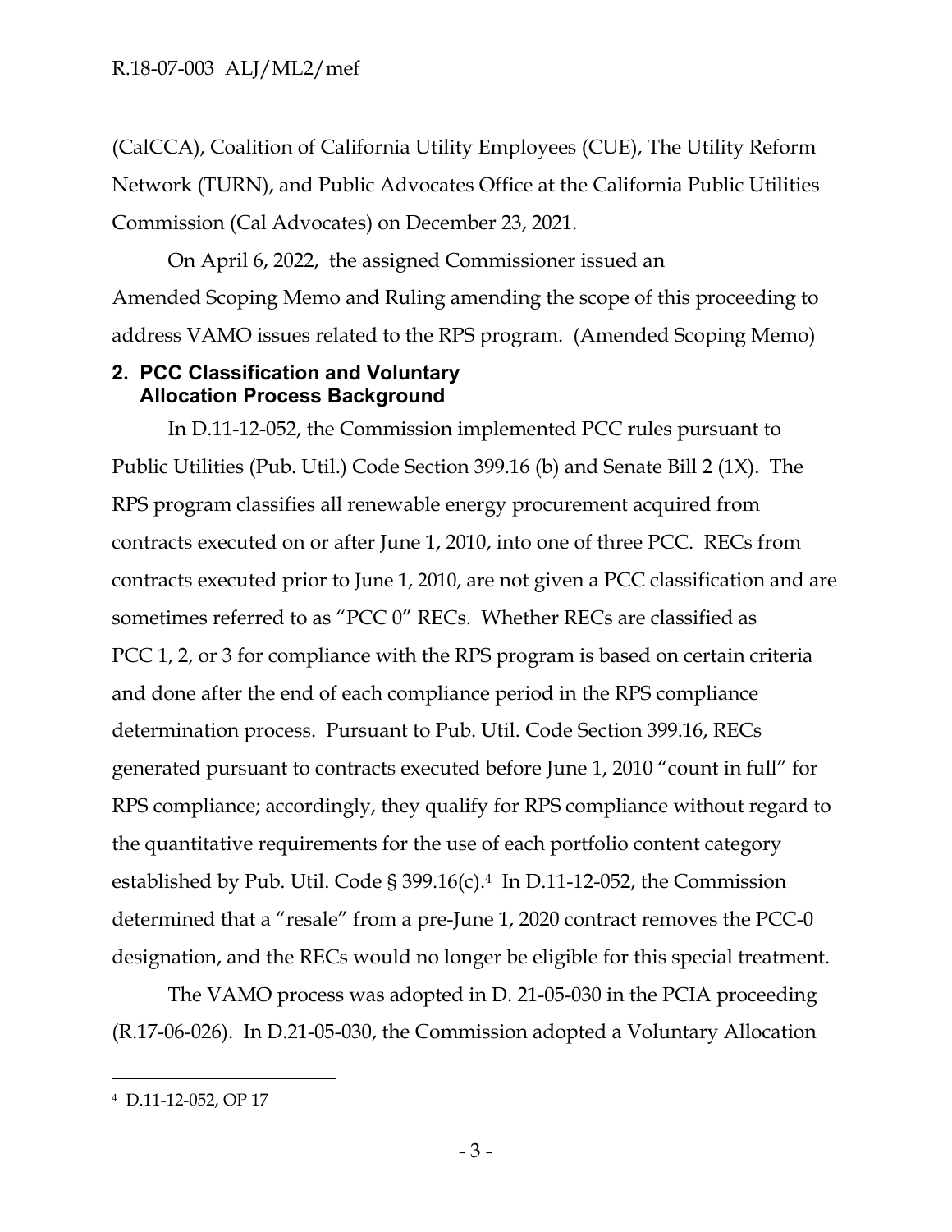(CalCCA), Coalition of California Utility Employees (CUE), The Utility Reform Network (TURN), and Public Advocates Office at the California Public Utilities Commission (Cal Advocates) on December 23, 2021.

On April 6, 2022, the assigned Commissioner issued an Amended Scoping Memo and Ruling amending the scope of this proceeding to address VAMO issues related to the RPS program. (Amended Scoping Memo)

## 2. PCC Classification and Voluntary Allocation Process Background

In D.11-12-052, the Commission implemented PCC rules pursuant to Public Utilities (Pub. Util.) Code Section 399.16 (b) and Senate Bill 2 (1X). The RPS program classifies all renewable energy procurement acquired from contracts executed on or after June 1, 2010, into one of three PCC. RECs from contracts executed prior to June 1, 2010, are not given a PCC classification and are sometimes referred to as "PCC 0" RECs. Whether RECs are classified as PCC 1, 2, or 3 for compliance with the RPS program is based on certain criteria and done after the end of each compliance period in the RPS compliance determination process. Pursuant to Pub. Util. Code Section 399.16, RECs generated pursuant to contracts executed before June 1, 2010 "count in full" for RPS compliance; accordingly, they qualify for RPS compliance without regard to the quantitative requirements for the use of each portfolio content category established by Pub. Util. Code § 399.16(c).[4] In D.11-12-052, the Commission determined that a "resale" from a pre-June 1, 2020 contract removes the PCC-0 designation, and the RECs would no longer be eligible for this special treatment.

The VAMO process was adopted in D. 21-05-030 in the PCIA proceeding (R.17-06-026). In D.21-05-030, the Commission adopted a Voluntary Allocation

[4] D.11-12-052, OP 17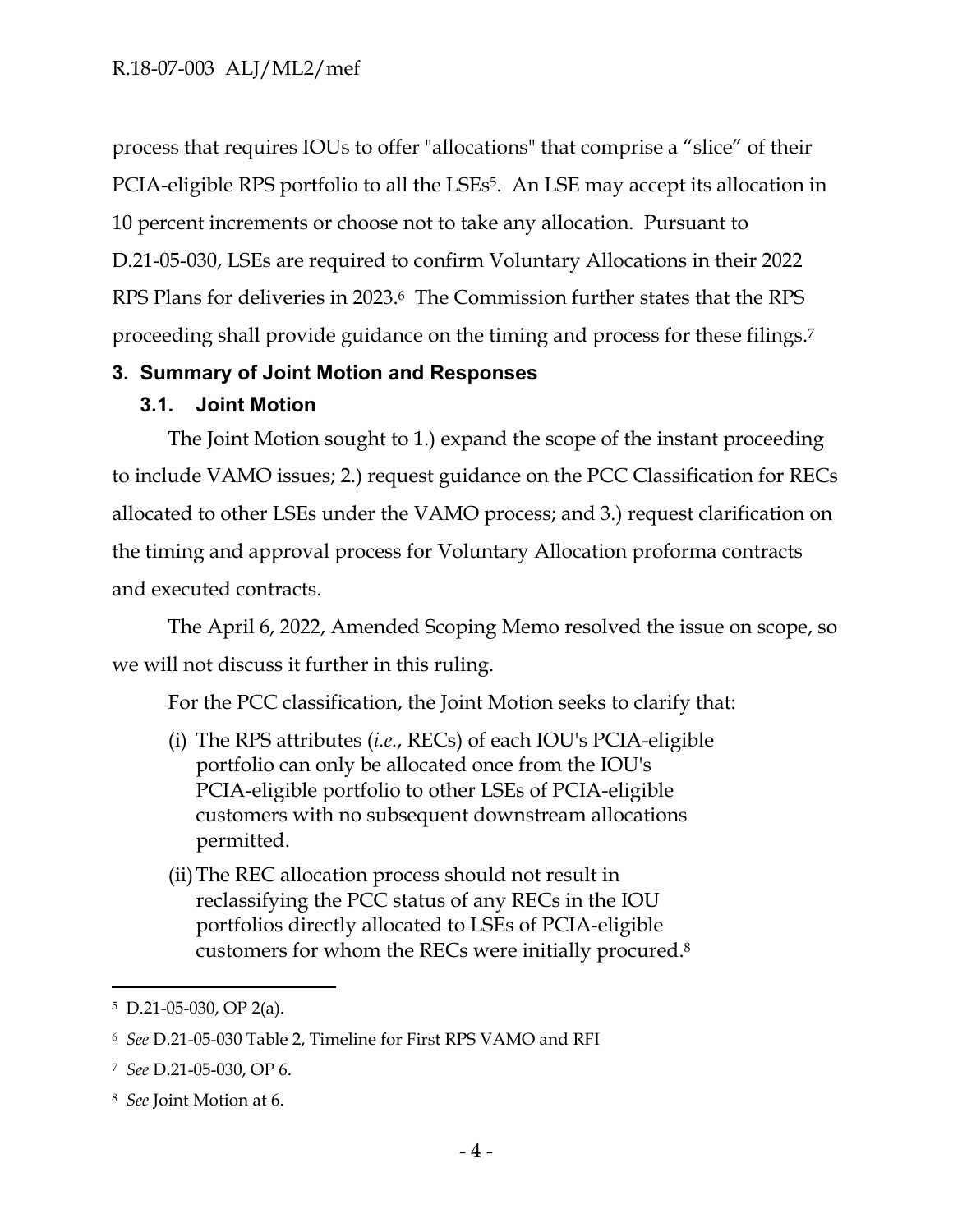process that requires IOUs to offer "allocations" that comprise a “slice” of their PCIA-eligible RPS portfolio to all the LSEs[5]. An LSE may accept its allocation in 10 percent increments or choose not to take any allocation. Pursuant to D.21-05-030, LSEs are required to confirm Voluntary Allocations in their 2022 RPS Plans for deliveries in 2023.[6] The Commission further states that the RPS proceeding shall provide guidance on the timing and process for these filings.[7]

## 3. Summary of Joint Motion and Responses

### 3.1. Joint Motion

The Joint Motion sought to 1.) expand the scope of the instant proceeding to include VAMO issues; 2.) request guidance on the PCC Classification for RECs allocated to other LSEs under the VAMO process; and 3.) request clarification on the timing and approval process for Voluntary Allocation proforma contracts and executed contracts.

The April 6, 2022, Amended Scoping Memo resolved the issue on scope, so we will not discuss it further in this ruling.

For the PCC classification, the Joint Motion seeks to clarify that:

(i) The RPS attributes (*i.e.*, RECs) of each IOU's PCIA-eligible portfolio can only be allocated once from the IOU's PCIA-eligible portfolio to other LSEs of PCIA-eligible customers with no subsequent downstream allocations permitted.

(ii) The REC allocation process should not result in reclassifying the PCC status of any RECs in the IOU portfolios directly allocated to LSEs of PCIA-eligible customers for whom the RECs were initially procured.[8]

---

[5] D.21-05-030, OP 2(a).

[6] *See* D.21-05-030 Table 2, Timeline for First RPS VAMO and RFI

[7] *See* D.21-05-030, OP 6.

[8] *See* Joint Motion at 6.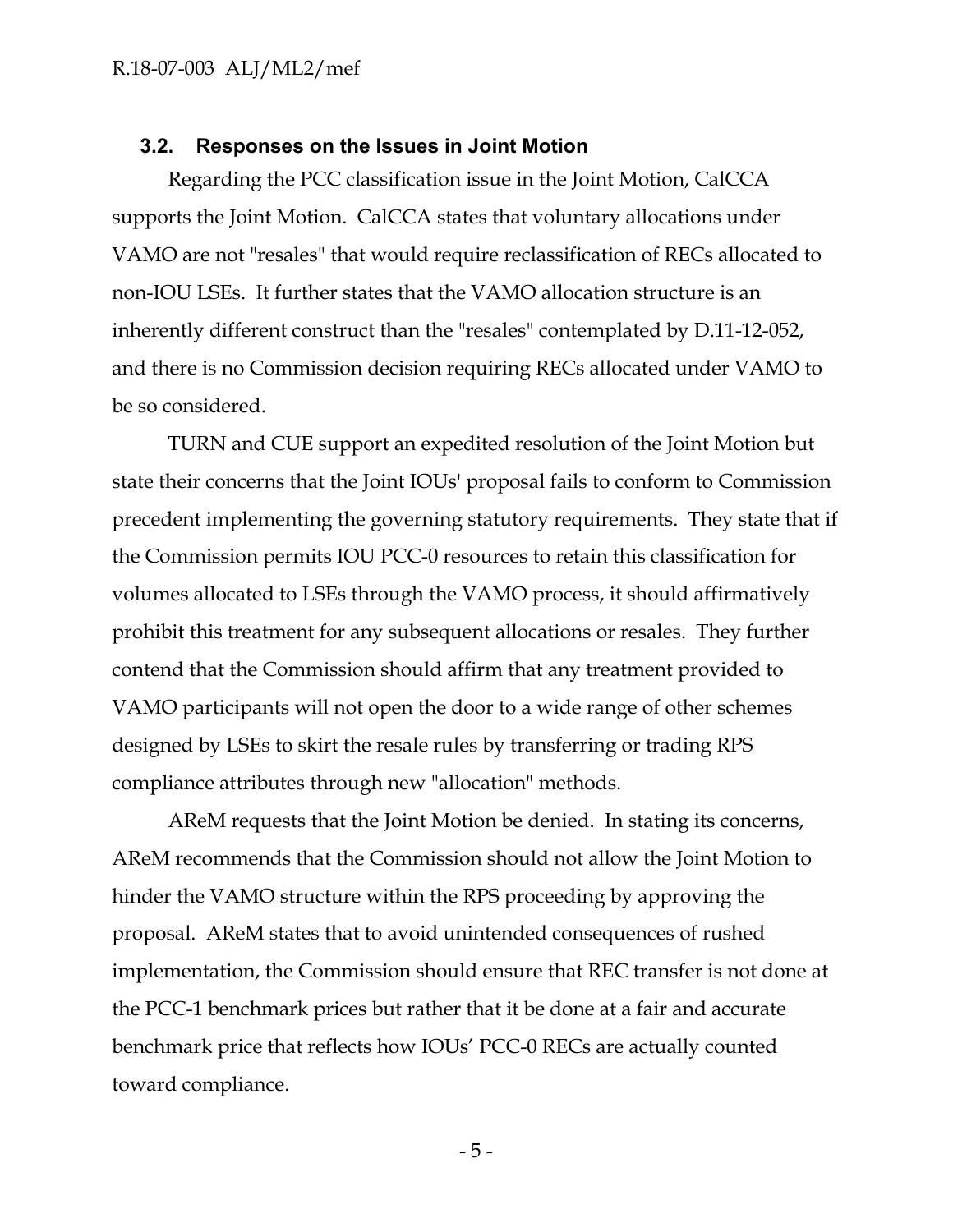### 3.2. Responses on the Issues in Joint Motion

Regarding the PCC classification issue in the Joint Motion, CalCCA supports the Joint Motion. CalCCA states that voluntary allocations under VAMO are not "resales" that would require reclassification of RECs allocated to non-IOU LSEs. It further states that the VAMO allocation structure is an inherently different construct than the "resales" contemplated by D.11-12-052, and there is no Commission decision requiring RECs allocated under VAMO to be so considered.

TURN and CUE support an expedited resolution of the Joint Motion but state their concerns that the Joint IOUs' proposal fails to conform to Commission precedent implementing the governing statutory requirements. They state that if the Commission permits IOU PCC-0 resources to retain this classification for volumes allocated to LSEs through the VAMO process, it should affirmatively prohibit this treatment for any subsequent allocations or resales. They further contend that the Commission should affirm that any treatment provided to VAMO participants will not open the door to a wide range of other schemes designed by LSEs to skirt the resale rules by transferring or trading RPS compliance attributes through new "allocation" methods.

AReM requests that the Joint Motion be denied. In stating its concerns, AReM recommends that the Commission should not allow the Joint Motion to hinder the VAMO structure within the RPS proceeding by approving the proposal. AReM states that to avoid unintended consequences of rushed implementation, the Commission should ensure that REC transfer is not done at the PCC-1 benchmark prices but rather that it be done at a fair and accurate benchmark price that reflects how IOUs' PCC-0 RECs are actually counted toward compliance.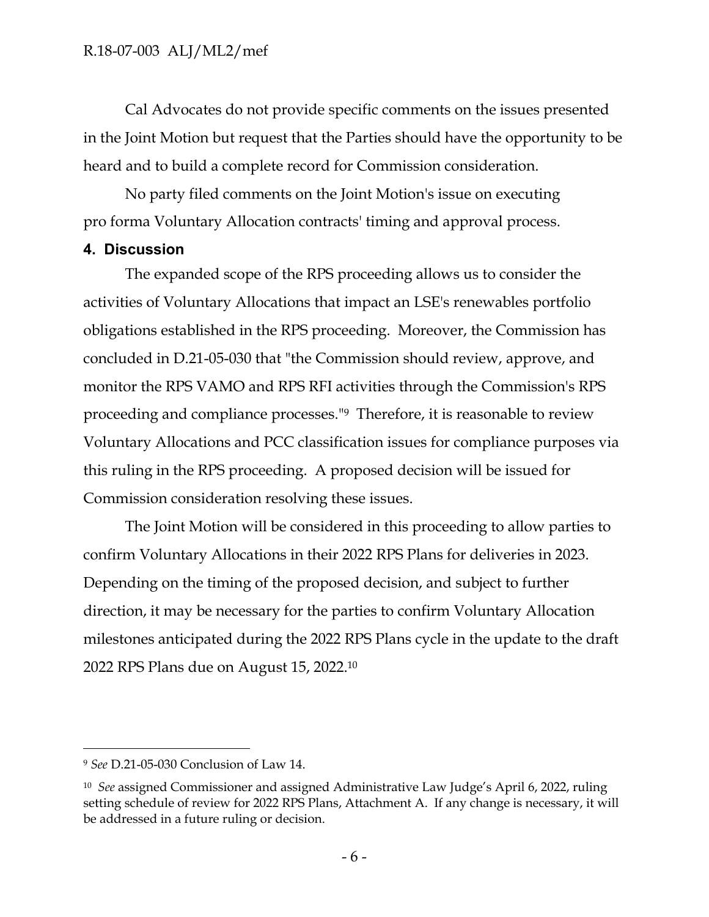Cal Advocates do not provide specific comments on the issues presented in the Joint Motion but request that the Parties should have the opportunity to be heard and to build a complete record for Commission consideration.

No party filed comments on the Joint Motion's issue on executing pro forma Voluntary Allocation contracts' timing and approval process.

## 4. Discussion

The expanded scope of the RPS proceeding allows us to consider the activities of Voluntary Allocations that impact an LSE's renewables portfolio obligations established in the RPS proceeding. Moreover, the Commission has concluded in D.21-05-030 that "the Commission should review, approve, and monitor the RPS VAMO and RPS RFI activities through the Commission's RPS proceeding and compliance processes."[9] Therefore, it is reasonable to review Voluntary Allocations and PCC classification issues for compliance purposes via this ruling in the RPS proceeding. A proposed decision will be issued for Commission consideration resolving these issues.

The Joint Motion will be considered in this proceeding to allow parties to confirm Voluntary Allocations in their 2022 RPS Plans for deliveries in 2023. Depending on the timing of the proposed decision, and subject to further direction, it may be necessary for the parties to confirm Voluntary Allocation milestones anticipated during the 2022 RPS Plans cycle in the update to the draft 2022 RPS Plans due on August 15, 2022.[10]

---

[9] *See* D.21-05-030 Conclusion of Law 14.

[10] *See* assigned Commissioner and assigned Administrative Law Judge's April 6, 2022, ruling setting schedule of review for 2022 RPS Plans, Attachment A. If any change is necessary, it will be addressed in a future ruling or decision.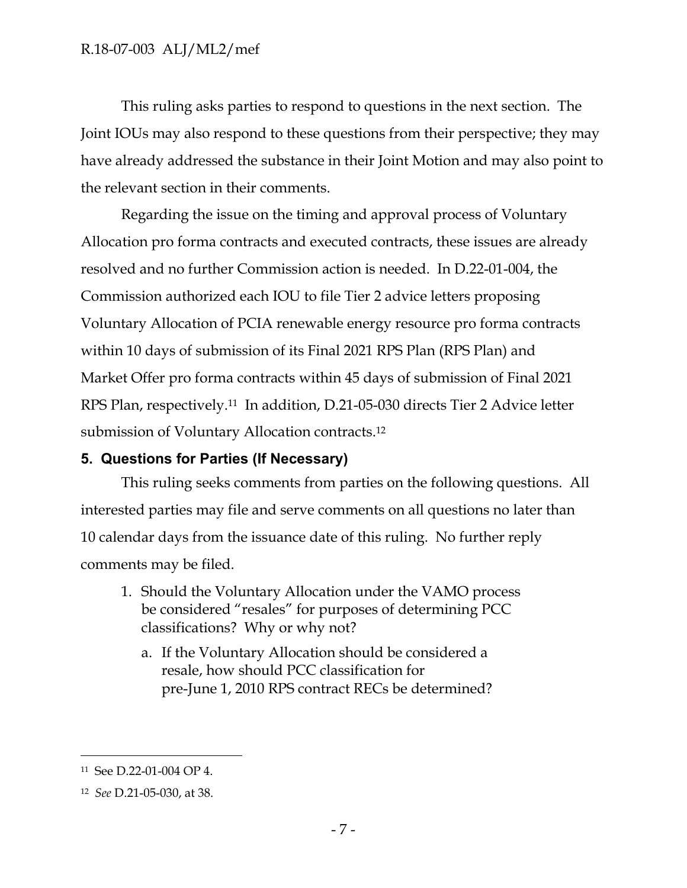This ruling asks parties to respond to questions in the next section. The Joint IOUs may also respond to these questions from their perspective; they may have already addressed the substance in their Joint Motion and may also point to the relevant section in their comments.

Regarding the issue on the timing and approval process of Voluntary Allocation pro forma contracts and executed contracts, these issues are already resolved and no further Commission action is needed. In D.22-01-004, the Commission authorized each IOU to file Tier 2 advice letters proposing Voluntary Allocation of PCIA renewable energy resource pro forma contracts within 10 days of submission of its Final 2021 RPS Plan (RPS Plan) and Market Offer pro forma contracts within 45 days of submission of Final 2021 RPS Plan, respectively.[11] In addition, D.21-05-030 directs Tier 2 Advice letter submission of Voluntary Allocation contracts.[12]

## 5. Questions for Parties (If Necessary)

This ruling seeks comments from parties on the following questions. All interested parties may file and serve comments on all questions no later than 10 calendar days from the issuance date of this ruling. No further reply comments may be filed.

1. Should the Voluntary Allocation under the VAMO process be considered "resales" for purposes of determining PCC classifications? Why or why not?
    a. If the Voluntary Allocation should be considered a resale, how should PCC classification for pre-June 1, 2010 RPS contract RECs be determined?

---

[11] See D.22-01-004 OP 4.

[12] *See* D.21-05-030, at 38.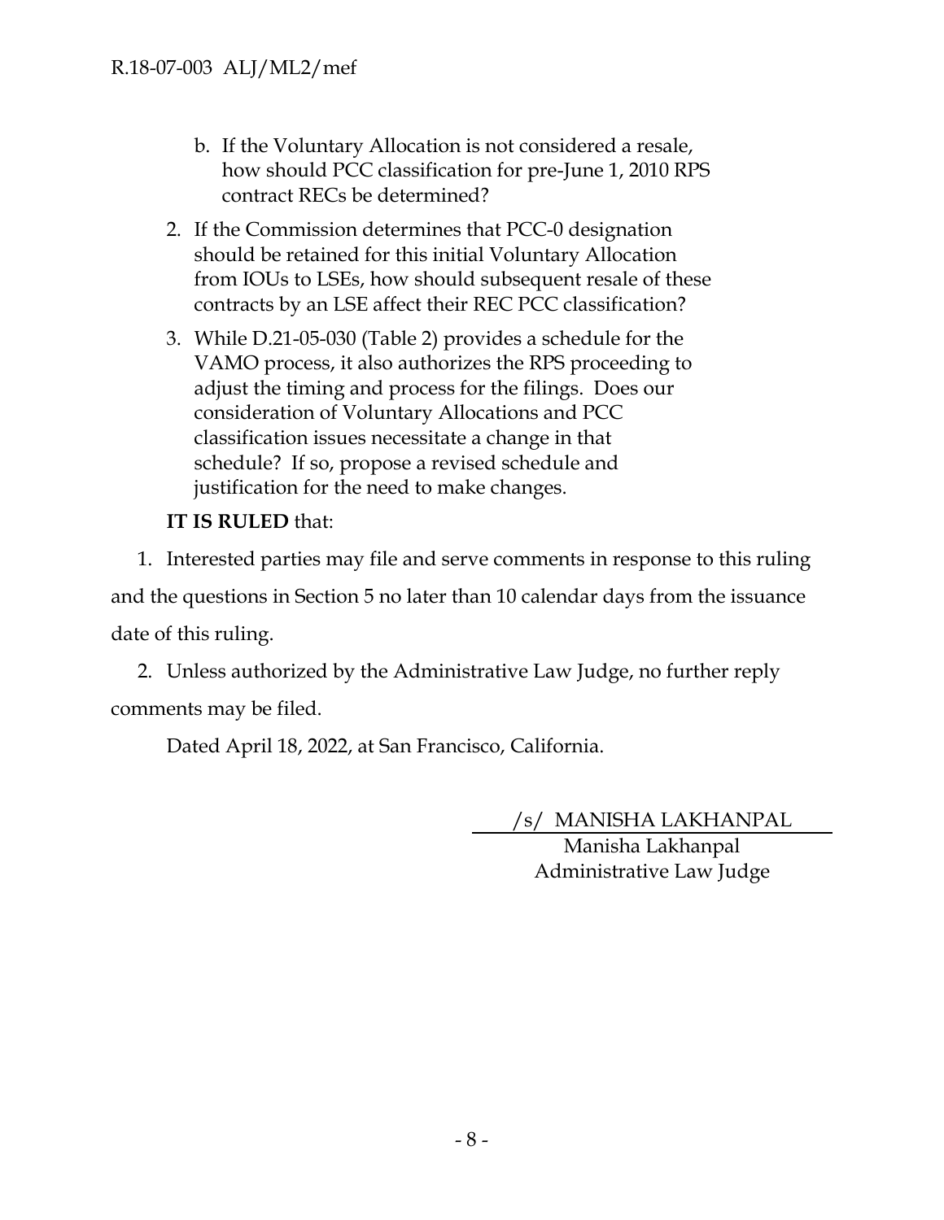b. If the Voluntary Allocation is not considered a resale, how should PCC classification for pre-June 1, 2010 RPS contract RECs be determined?

2. If the Commission determines that PCC-0 designation should be retained for this initial Voluntary Allocation from IOUs to LSEs, how should subsequent resale of these contracts by an LSE affect their REC PCC classification?

3. While D.21-05-030 (Table 2) provides a schedule for the VAMO process, it also authorizes the RPS proceeding to adjust the timing and process for the filings. Does our consideration of Voluntary Allocations and PCC classification issues necessitate a change in that schedule? If so, propose a revised schedule and justification for the need to make changes.

**IT IS RULED** that:

1. Interested parties may file and serve comments in response to this ruling and the questions in Section 5 no later than 10 calendar days from the issuance date of this ruling.

2. Unless authorized by the Administrative Law Judge, no further reply comments may be filed.

Dated April 18, 2022, at San Francisco, California.

/s/ MANISHA LAKHANPAL
Manisha Lakhanpal
Administrative Law Judge